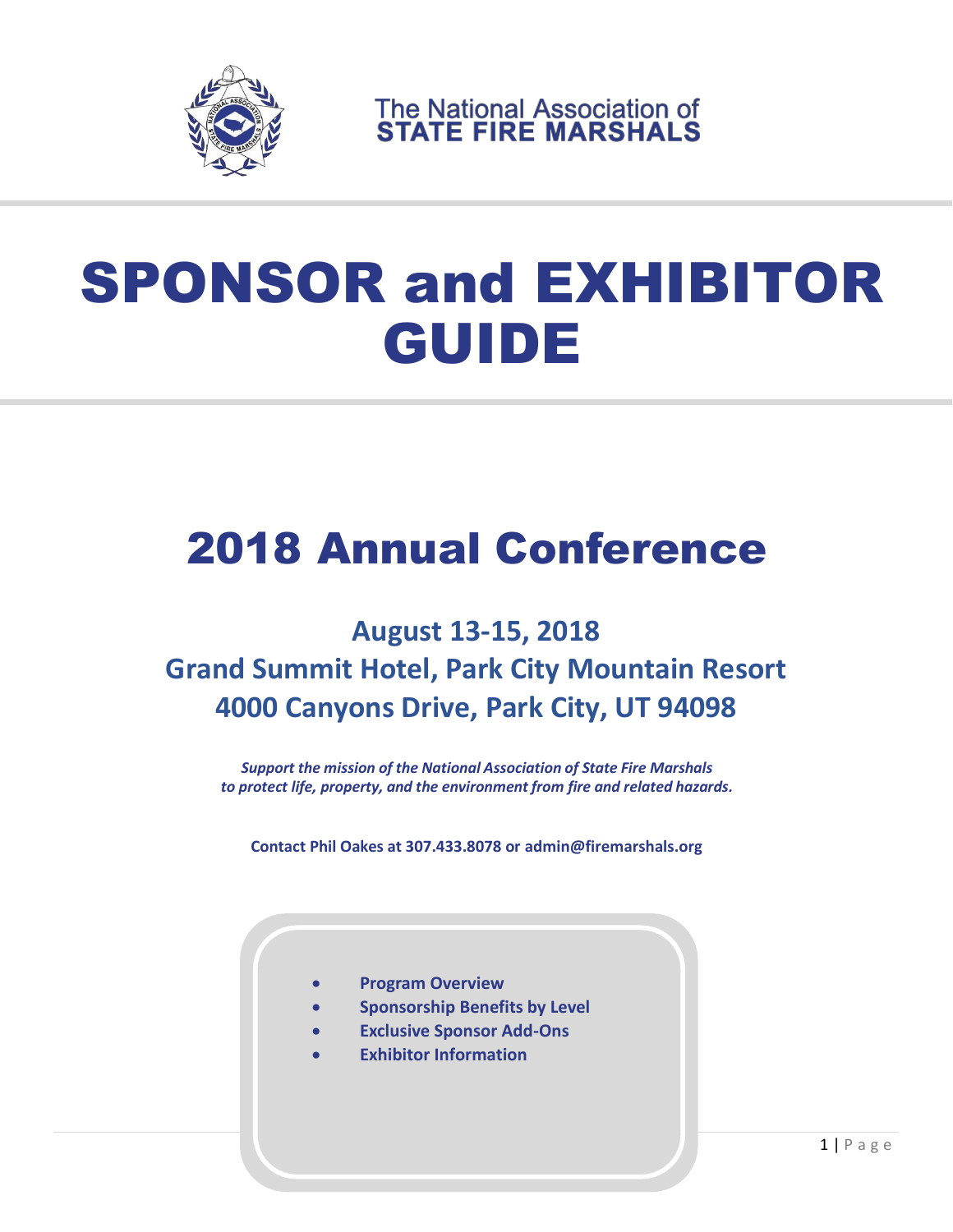The National Association of
**STATE FIRE MARSHALS**

# SPONSOR and EXHIBITOR GUIDE

## 2018 Annual Conference

### August 13-15, 2018
### Grand Summit Hotel, Park City Mountain Resort
### 4000 Canyons Drive, Park City, UT 94098

***Support the mission of the National Association of State Fire Marshals to protect life, property, and the environment from fire and related hazards.***

**Contact Phil Oakes at 307.433.8078 or admin@firemarshals.org**

- **Program Overview**
- **Sponsorship Benefits by Level**
- **Exclusive Sponsor Add-Ons**
- **Exhibitor Information**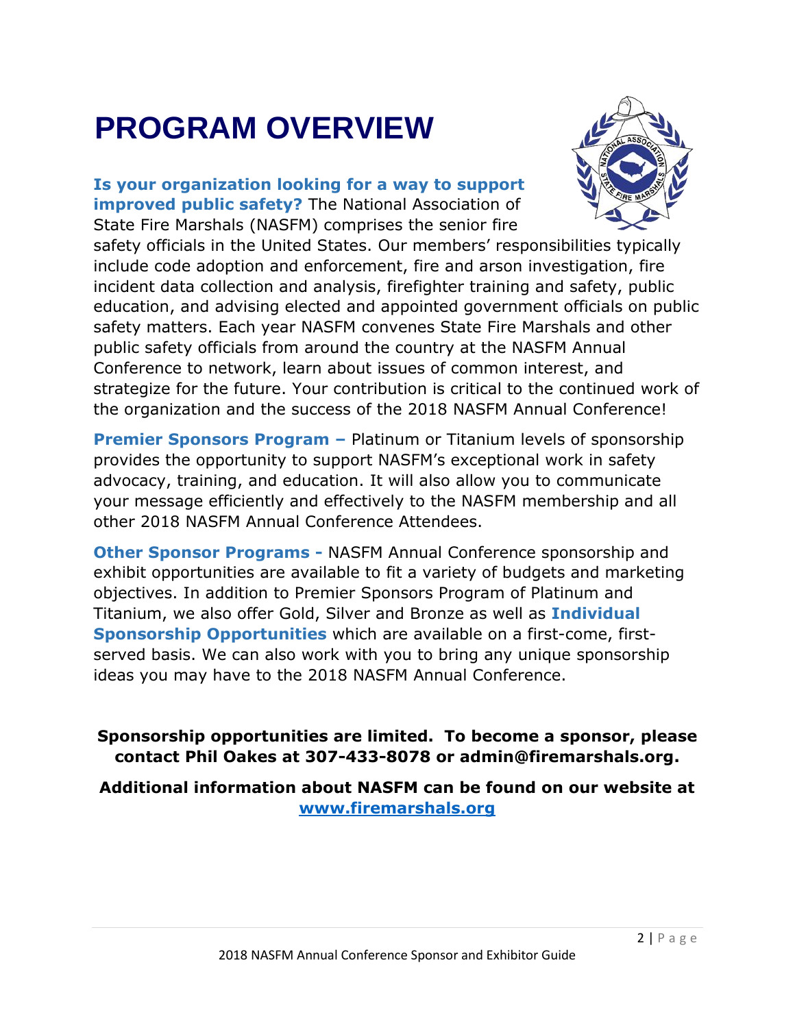# PROGRAM OVERVIEW

**Is your organization looking for a way to support improved public safety?** The National Association of State Fire Marshals (NASFM) comprises the senior fire safety officials in the United States. Our members' responsibilities typically include code adoption and enforcement, fire and arson investigation, fire incident data collection and analysis, firefighter training and safety, public education, and advising elected and appointed government officials on public safety matters. Each year NASFM convenes State Fire Marshals and other public safety officials from around the country at the NASFM Annual Conference to network, learn about issues of common interest, and strategize for the future. Your contribution is critical to the continued work of the organization and the success of the 2018 NASFM Annual Conference!

**Premier Sponsors Program –** Platinum or Titanium levels of sponsorship provides the opportunity to support NASFM's exceptional work in safety advocacy, training, and education. It will also allow you to communicate your message efficiently and effectively to the NASFM membership and all other 2018 NASFM Annual Conference Attendees.

**Other Sponsor Programs -** NASFM Annual Conference sponsorship and exhibit opportunities are available to fit a variety of budgets and marketing objectives. In addition to Premier Sponsors Program of Platinum and Titanium, we also offer Gold, Silver and Bronze as well as **Individual Sponsorship Opportunities** which are available on a first-come, first-served basis. We can also work with you to bring any unique sponsorship ideas you may have to the 2018 NASFM Annual Conference.

**Sponsorship opportunities are limited. To become a sponsor, please contact Phil Oakes at 307-433-8078 or admin@firemarshals.org.**

**Additional information about NASFM can be found on our website at [www.firemarshals.org](http://www.firemarshals.org)**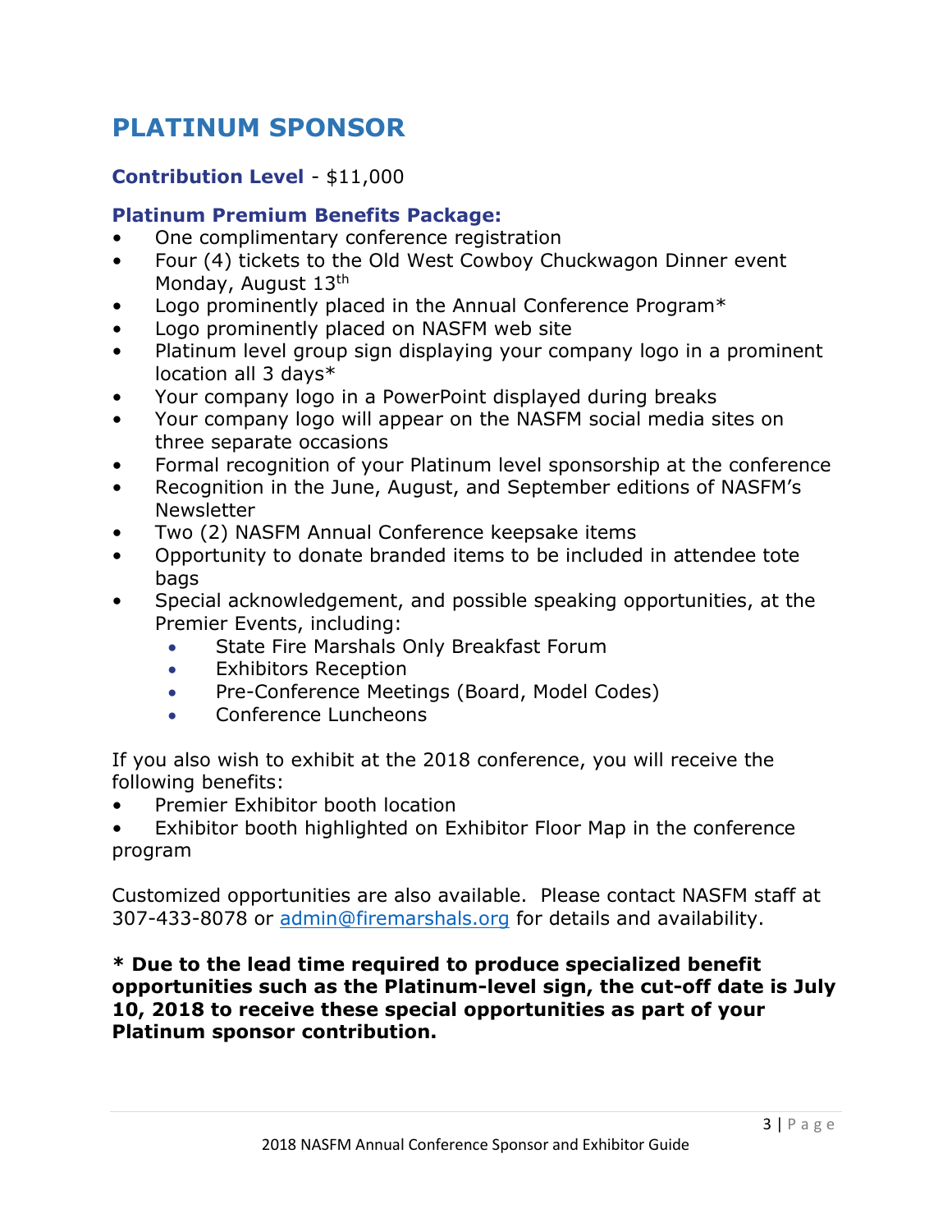# PLATINUM SPONSOR

**Contribution Level** - $11,000

**Platinum Premium Benefits Package:**

- One complimentary conference registration
- Four (4) tickets to the Old West Cowboy Chuckwagon Dinner event Monday, August 13th
- Logo prominently placed in the Annual Conference Program*
- Logo prominently placed on NASFM web site
- Platinum level group sign displaying your company logo in a prominent location all 3 days*
- Your company logo in a PowerPoint displayed during breaks
- Your company logo will appear on the NASFM social media sites on three separate occasions
- Formal recognition of your Platinum level sponsorship at the conference
- Recognition in the June, August, and September editions of NASFM's Newsletter
- Two (2) NASFM Annual Conference keepsake items
- Opportunity to donate branded items to be included in attendee tote bags
- Special acknowledgement, and possible speaking opportunities, at the Premier Events, including:
    - State Fire Marshals Only Breakfast Forum
    - Exhibitors Reception
    - Pre-Conference Meetings (Board, Model Codes)
    - Conference Luncheons

If you also wish to exhibit at the 2018 conference, you will receive the following benefits:

- Premier Exhibitor booth location
- Exhibitor booth highlighted on Exhibitor Floor Map in the conference program

Customized opportunities are also available. Please contact NASFM staff at 307-433-8078 or admin@firemarshals.org for details and availability.

**\* Due to the lead time required to produce specialized benefit opportunities such as the Platinum-level sign, the cut-off date is July 10, 2018 to receive these special opportunities as part of your Platinum sponsor contribution.**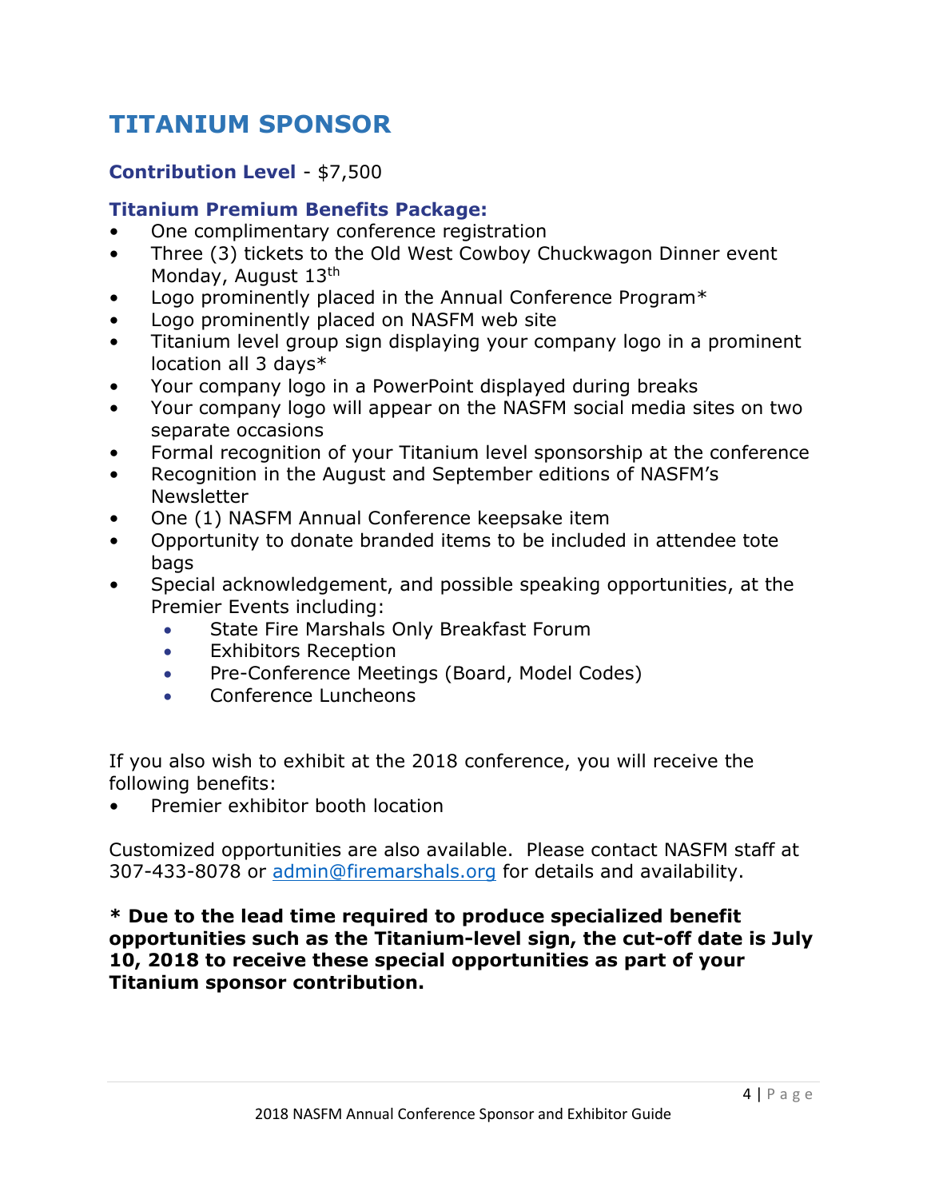# TITANIUM SPONSOR

**Contribution Level** - $7,500

**Titanium Premium Benefits Package:**

- One complimentary conference registration
- Three (3) tickets to the Old West Cowboy Chuckwagon Dinner event Monday, August 13th
- Logo prominently placed in the Annual Conference Program*
- Logo prominently placed on NASFM web site
- Titanium level group sign displaying your company logo in a prominent location all 3 days*
- Your company logo in a PowerPoint displayed during breaks
- Your company logo will appear on the NASFM social media sites on two separate occasions
- Formal recognition of your Titanium level sponsorship at the conference
- Recognition in the August and September editions of NASFM's Newsletter
- One (1) NASFM Annual Conference keepsake item
- Opportunity to donate branded items to be included in attendee tote bags
- Special acknowledgement, and possible speaking opportunities, at the Premier Events including:
  - State Fire Marshals Only Breakfast Forum
  - Exhibitors Reception
  - Pre-Conference Meetings (Board, Model Codes)
  - Conference Luncheons

If you also wish to exhibit at the 2018 conference, you will receive the following benefits:

- Premier exhibitor booth location

Customized opportunities are also available. Please contact NASFM staff at 307-433-8078 or admin@firemarshals.org for details and availability.

**\* Due to the lead time required to produce specialized benefit opportunities such as the Titanium-level sign, the cut-off date is July 10, 2018 to receive these special opportunities as part of your Titanium sponsor contribution.**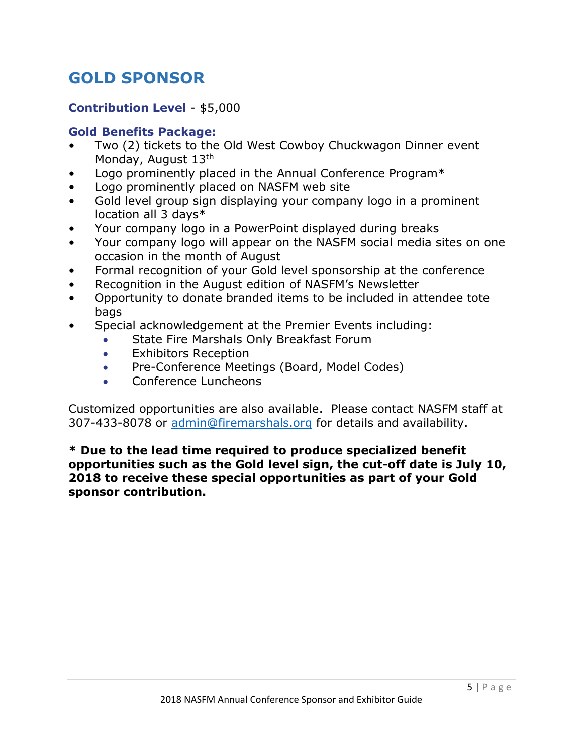# GOLD SPONSOR

**Contribution Level** - $5,000

**Gold Benefits Package:**

- Two (2) tickets to the Old West Cowboy Chuckwagon Dinner event Monday, August 13th
- Logo prominently placed in the Annual Conference Program*
- Logo prominently placed on NASFM web site
- Gold level group sign displaying your company logo in a prominent location all 3 days*
- Your company logo in a PowerPoint displayed during breaks
- Your company logo will appear on the NASFM social media sites on one occasion in the month of August
- Formal recognition of your Gold level sponsorship at the conference
- Recognition in the August edition of NASFM's Newsletter
- Opportunity to donate branded items to be included in attendee tote bags
- Special acknowledgement at the Premier Events including:
  - State Fire Marshals Only Breakfast Forum
  - Exhibitors Reception
  - Pre-Conference Meetings (Board, Model Codes)
  - Conference Luncheons

Customized opportunities are also available. Please contact NASFM staff at 307-433-8078 or admin@firemarshals.org for details and availability.

**\* Due to the lead time required to produce specialized benefit opportunities such as the Gold level sign, the cut-off date is July 10, 2018 to receive these special opportunities as part of your Gold sponsor contribution.**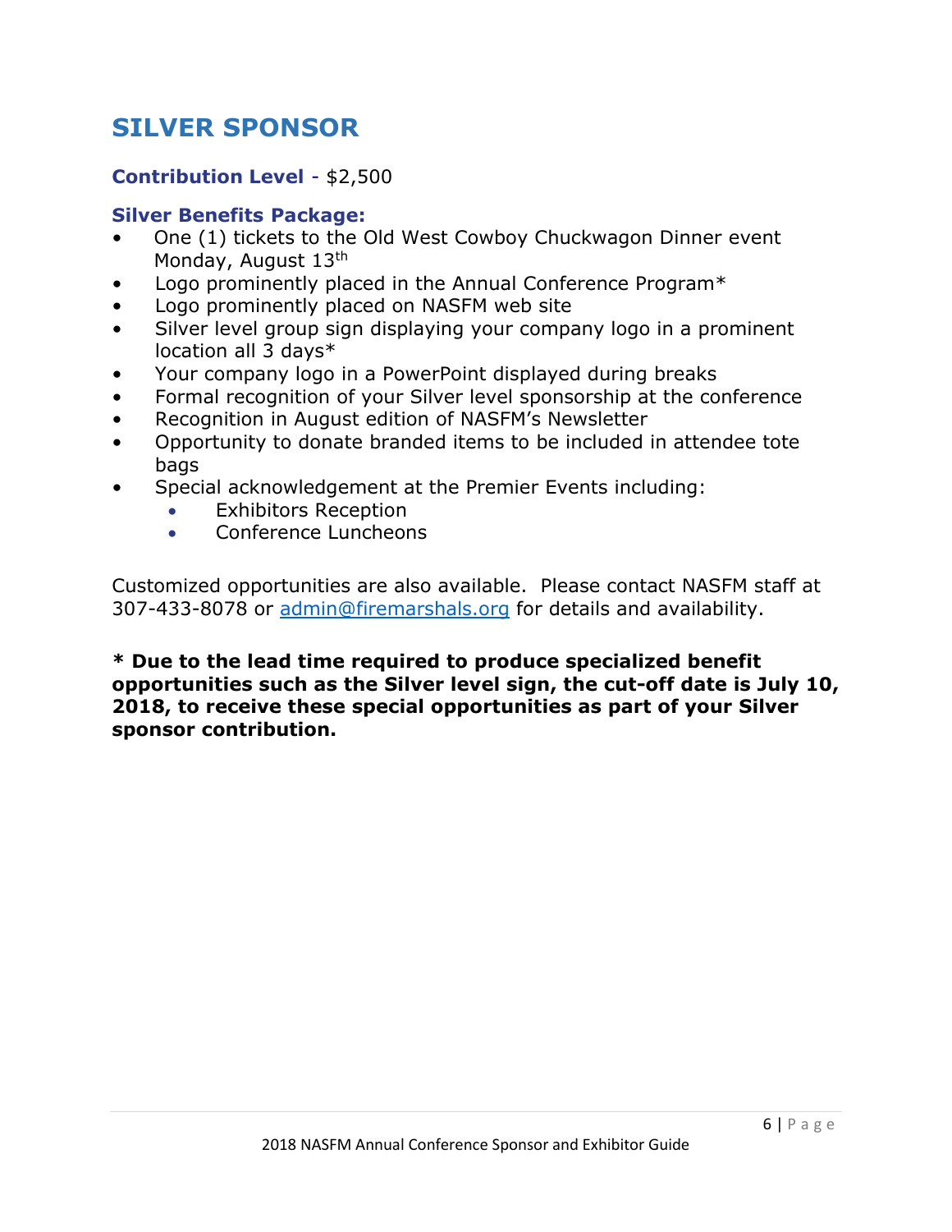# SILVER SPONSOR

**Contribution Level** - $2,500

**Silver Benefits Package:**

- One (1) tickets to the Old West Cowboy Chuckwagon Dinner event Monday, August 13th
- Logo prominently placed in the Annual Conference Program*
- Logo prominently placed on NASFM web site
- Silver level group sign displaying your company logo in a prominent location all 3 days*
- Your company logo in a PowerPoint displayed during breaks
- Formal recognition of your Silver level sponsorship at the conference
- Recognition in August edition of NASFM's Newsletter
- Opportunity to donate branded items to be included in attendee tote bags
- Special acknowledgement at the Premier Events including:
  - Exhibitors Reception
  - Conference Luncheons

Customized opportunities are also available. Please contact NASFM staff at 307-433-8078 or admin@firemarshals.org for details and availability.

**\* Due to the lead time required to produce specialized benefit opportunities such as the Silver level sign, the cut-off date is July 10, 2018, to receive these special opportunities as part of your Silver sponsor contribution.**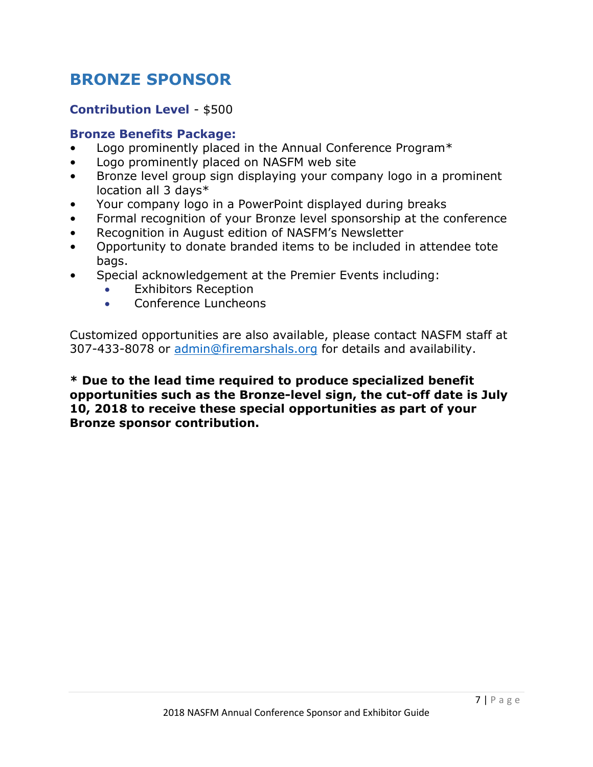# BRONZE SPONSOR

**Contribution Level** - $500

**Bronze Benefits Package:**

- Logo prominently placed in the Annual Conference Program*
- Logo prominently placed on NASFM web site
- Bronze level group sign displaying your company logo in a prominent location all 3 days*
- Your company logo in a PowerPoint displayed during breaks
- Formal recognition of your Bronze level sponsorship at the conference
- Recognition in August edition of NASFM's Newsletter
- Opportunity to donate branded items to be included in attendee tote bags.
- Special acknowledgement at the Premier Events including:
  - Exhibitors Reception
  - Conference Luncheons

Customized opportunities are also available, please contact NASFM staff at 307-433-8078 or admin@firemarshals.org for details and availability.

**\* Due to the lead time required to produce specialized benefit opportunities such as the Bronze-level sign, the cut-off date is July 10, 2018 to receive these special opportunities as part of your Bronze sponsor contribution.**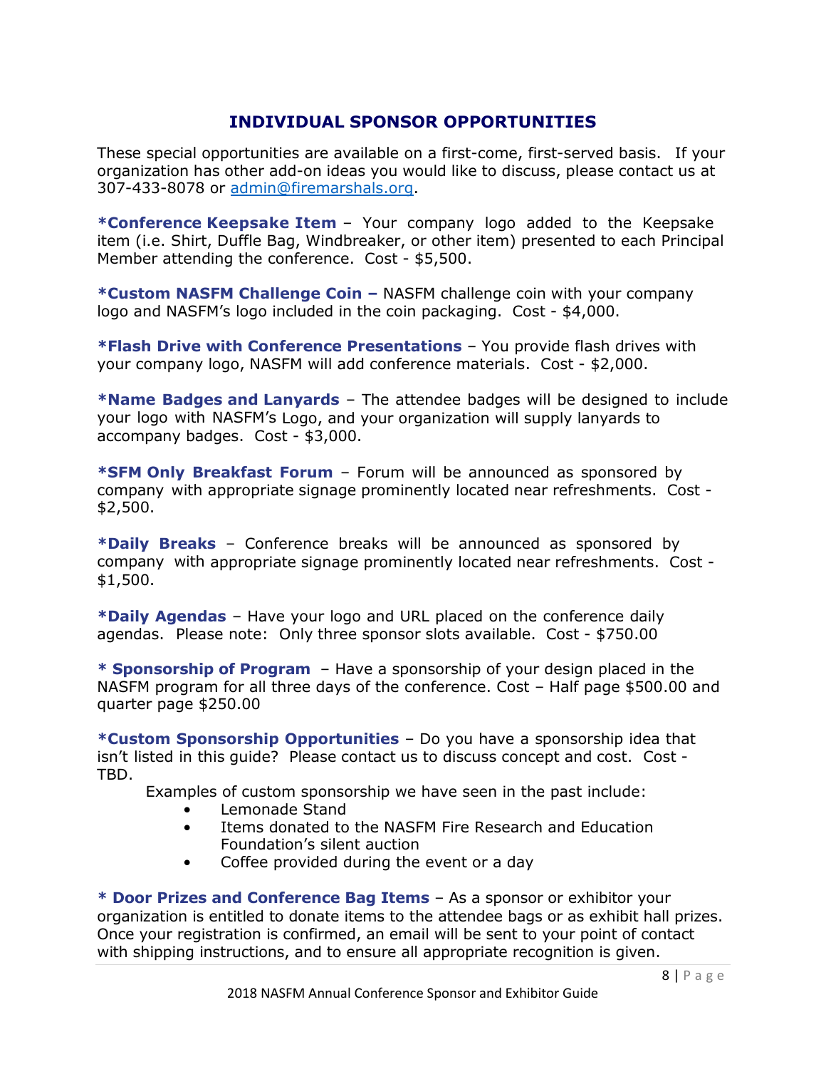## INDIVIDUAL SPONSOR OPPORTUNITIES

These special opportunities are available on a first-come, first-served basis. If your organization has other add-on ideas you would like to discuss, please contact us at 307-433-8078 or admin@firemarshals.org.

**\*Conference Keepsake Item** – Your company logo added to the Keepsake item (i.e. Shirt, Duffle Bag, Windbreaker, or other item) presented to each Principal Member attending the conference. Cost - $5,500.

**\*Custom NASFM Challenge Coin –** NASFM challenge coin with your company logo and NASFM's logo included in the coin packaging. Cost - $4,000.

**\*Flash Drive with Conference Presentations** – You provide flash drives with your company logo, NASFM will add conference materials. Cost - $2,000.

**\*Name Badges and Lanyards** – The attendee badges will be designed to include your logo with NASFM's Logo, and your organization will supply lanyards to accompany badges. Cost - $3,000.

**\*SFM Only Breakfast Forum** – Forum will be announced as sponsored by company with appropriate signage prominently located near refreshments. Cost - $2,500.

**\*Daily Breaks** – Conference breaks will be announced as sponsored by company with appropriate signage prominently located near refreshments. Cost - $1,500.

**\*Daily Agendas** – Have your logo and URL placed on the conference daily agendas. Please note: Only three sponsor slots available. Cost - $750.00

**\* Sponsorship of Program** – Have a sponsorship of your design placed in the NASFM program for all three days of the conference. Cost – Half page $500.00 and quarter page $250.00

**\*Custom Sponsorship Opportunities** – Do you have a sponsorship idea that isn't listed in this guide? Please contact us to discuss concept and cost. Cost - TBD.

Examples of custom sponsorship we have seen in the past include:

- Lemonade Stand
- Items donated to the NASFM Fire Research and Education Foundation's silent auction
- Coffee provided during the event or a day

**\* Door Prizes and Conference Bag Items** – As a sponsor or exhibitor your organization is entitled to donate items to the attendee bags or as exhibit hall prizes. Once your registration is confirmed, an email will be sent to your point of contact with shipping instructions, and to ensure all appropriate recognition is given.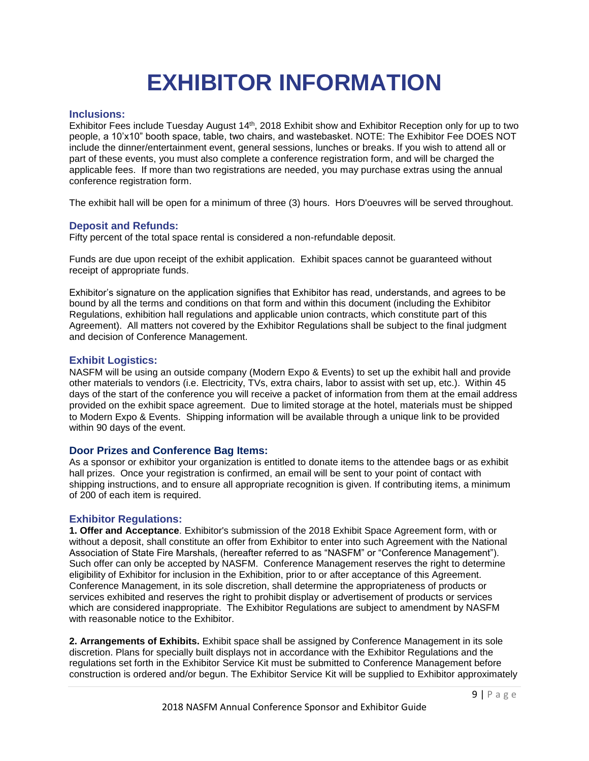# EXHIBITOR INFORMATION

### Inclusions:

Exhibitor Fees include Tuesday August 14th, 2018 Exhibit show and Exhibitor Reception only for up to two people, a 10'x10" booth space, table, two chairs, and wastebasket. NOTE: The Exhibitor Fee DOES NOT include the dinner/entertainment event, general sessions, lunches or breaks. If you wish to attend all or part of these events, you must also complete a conference registration form, and will be charged the applicable fees. If more than two registrations are needed, you may purchase extras using the annual conference registration form.

The exhibit hall will be open for a minimum of three (3) hours. Hors D'oeuvres will be served throughout.

### Deposit and Refunds:

Fifty percent of the total space rental is considered a non-refundable deposit.

Funds are due upon receipt of the exhibit application. Exhibit spaces cannot be guaranteed without receipt of appropriate funds.

Exhibitor's signature on the application signifies that Exhibitor has read, understands, and agrees to be bound by all the terms and conditions on that form and within this document (including the Exhibitor Regulations, exhibition hall regulations and applicable union contracts, which constitute part of this Agreement). All matters not covered by the Exhibitor Regulations shall be subject to the final judgment and decision of Conference Management.

### Exhibit Logistics:

NASFM will be using an outside company (Modern Expo & Events) to set up the exhibit hall and provide other materials to vendors (i.e. Electricity, TVs, extra chairs, labor to assist with set up, etc.). Within 45 days of the start of the conference you will receive a packet of information from them at the email address provided on the exhibit space agreement. Due to limited storage at the hotel, materials must be shipped to Modern Expo & Events. Shipping information will be available through a unique link to be provided within 90 days of the event.

### Door Prizes and Conference Bag Items:

As a sponsor or exhibitor your organization is entitled to donate items to the attendee bags or as exhibit hall prizes. Once your registration is confirmed, an email will be sent to your point of contact with shipping instructions, and to ensure all appropriate recognition is given. If contributing items, a minimum of 200 of each item is required.

### Exhibitor Regulations:

**1. Offer and Acceptance**. Exhibitor's submission of the 2018 Exhibit Space Agreement form, with or without a deposit, shall constitute an offer from Exhibitor to enter into such Agreement with the National Association of State Fire Marshals, (hereafter referred to as "NASFM" or "Conference Management"). Such offer can only be accepted by NASFM. Conference Management reserves the right to determine eligibility of Exhibitor for inclusion in the Exhibition, prior to or after acceptance of this Agreement. Conference Management, in its sole discretion, shall determine the appropriateness of products or services exhibited and reserves the right to prohibit display or advertisement of products or services which are considered inappropriate. The Exhibitor Regulations are subject to amendment by NASFM with reasonable notice to the Exhibitor.

**2. Arrangements of Exhibits.** Exhibit space shall be assigned by Conference Management in its sole discretion. Plans for specially built displays not in accordance with the Exhibitor Regulations and the regulations set forth in the Exhibitor Service Kit must be submitted to Conference Management before construction is ordered and/or begun. The Exhibitor Service Kit will be supplied to Exhibitor approximately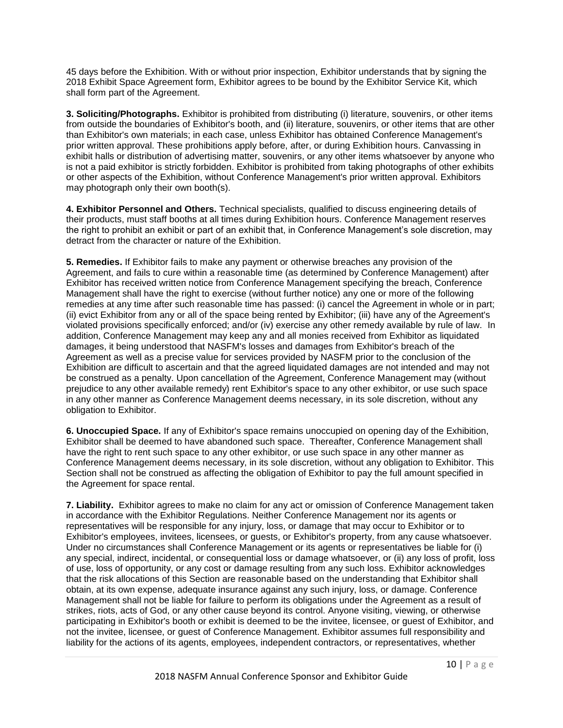45 days before the Exhibition. With or without prior inspection, Exhibitor understands that by signing the 2018 Exhibit Space Agreement form, Exhibitor agrees to be bound by the Exhibitor Service Kit, which shall form part of the Agreement.

**3. Soliciting/Photographs.** Exhibitor is prohibited from distributing (i) literature, souvenirs, or other items from outside the boundaries of Exhibitor's booth, and (ii) literature, souvenirs, or other items that are other than Exhibitor's own materials; in each case, unless Exhibitor has obtained Conference Management's prior written approval. These prohibitions apply before, after, or during Exhibition hours. Canvassing in exhibit halls or distribution of advertising matter, souvenirs, or any other items whatsoever by anyone who is not a paid exhibitor is strictly forbidden. Exhibitor is prohibited from taking photographs of other exhibits or other aspects of the Exhibition, without Conference Management's prior written approval. Exhibitors may photograph only their own booth(s).

**4. Exhibitor Personnel and Others.** Technical specialists, qualified to discuss engineering details of their products, must staff booths at all times during Exhibition hours. Conference Management reserves the right to prohibit an exhibit or part of an exhibit that, in Conference Management's sole discretion, may detract from the character or nature of the Exhibition.

**5. Remedies.** If Exhibitor fails to make any payment or otherwise breaches any provision of the Agreement, and fails to cure within a reasonable time (as determined by Conference Management) after Exhibitor has received written notice from Conference Management specifying the breach, Conference Management shall have the right to exercise (without further notice) any one or more of the following remedies at any time after such reasonable time has passed: (i) cancel the Agreement in whole or in part; (ii) evict Exhibitor from any or all of the space being rented by Exhibitor; (iii) have any of the Agreement's violated provisions specifically enforced; and/or (iv) exercise any other remedy available by rule of law. In addition, Conference Management may keep any and all monies received from Exhibitor as liquidated damages, it being understood that NASFM's losses and damages from Exhibitor's breach of the Agreement as well as a precise value for services provided by NASFM prior to the conclusion of the Exhibition are difficult to ascertain and that the agreed liquidated damages are not intended and may not be construed as a penalty. Upon cancellation of the Agreement, Conference Management may (without prejudice to any other available remedy) rent Exhibitor's space to any other exhibitor, or use such space in any other manner as Conference Management deems necessary, in its sole discretion, without any obligation to Exhibitor.

**6. Unoccupied Space.** If any of Exhibitor's space remains unoccupied on opening day of the Exhibition, Exhibitor shall be deemed to have abandoned such space. Thereafter, Conference Management shall have the right to rent such space to any other exhibitor, or use such space in any other manner as Conference Management deems necessary, in its sole discretion, without any obligation to Exhibitor. This Section shall not be construed as affecting the obligation of Exhibitor to pay the full amount specified in the Agreement for space rental.

**7. Liability.** Exhibitor agrees to make no claim for any act or omission of Conference Management taken in accordance with the Exhibitor Regulations. Neither Conference Management nor its agents or representatives will be responsible for any injury, loss, or damage that may occur to Exhibitor or to Exhibitor's employees, invitees, licensees, or guests, or Exhibitor's property, from any cause whatsoever. Under no circumstances shall Conference Management or its agents or representatives be liable for (i) any special, indirect, incidental, or consequential loss or damage whatsoever, or (ii) any loss of profit, loss of use, loss of opportunity, or any cost or damage resulting from any such loss. Exhibitor acknowledges that the risk allocations of this Section are reasonable based on the understanding that Exhibitor shall obtain, at its own expense, adequate insurance against any such injury, loss, or damage. Conference Management shall not be liable for failure to perform its obligations under the Agreement as a result of strikes, riots, acts of God, or any other cause beyond its control. Anyone visiting, viewing, or otherwise participating in Exhibitor's booth or exhibit is deemed to be the invitee, licensee, or guest of Exhibitor, and not the invitee, licensee, or guest of Conference Management. Exhibitor assumes full responsibility and liability for the actions of its agents, employees, independent contractors, or representatives, whether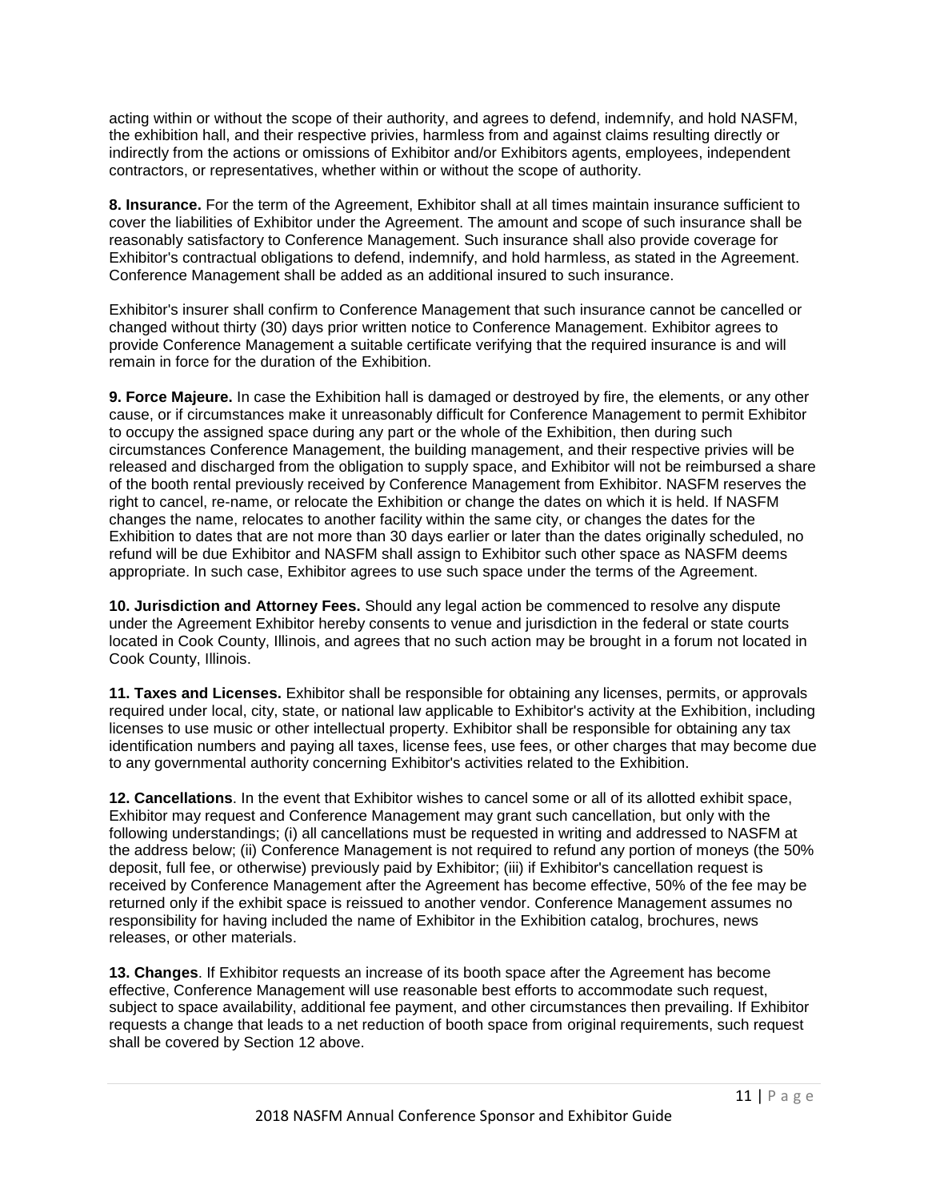acting within or without the scope of their authority, and agrees to defend, indemnify, and hold NASFM, the exhibition hall, and their respective privies, harmless from and against claims resulting directly or indirectly from the actions or omissions of Exhibitor and/or Exhibitors agents, employees, independent contractors, or representatives, whether within or without the scope of authority.

**8. Insurance.** For the term of the Agreement, Exhibitor shall at all times maintain insurance sufficient to cover the liabilities of Exhibitor under the Agreement. The amount and scope of such insurance shall be reasonably satisfactory to Conference Management. Such insurance shall also provide coverage for Exhibitor's contractual obligations to defend, indemnify, and hold harmless, as stated in the Agreement. Conference Management shall be added as an additional insured to such insurance.

Exhibitor's insurer shall confirm to Conference Management that such insurance cannot be cancelled or changed without thirty (30) days prior written notice to Conference Management. Exhibitor agrees to provide Conference Management a suitable certificate verifying that the required insurance is and will remain in force for the duration of the Exhibition.

**9. Force Majeure.** In case the Exhibition hall is damaged or destroyed by fire, the elements, or any other cause, or if circumstances make it unreasonably difficult for Conference Management to permit Exhibitor to occupy the assigned space during any part or the whole of the Exhibition, then during such circumstances Conference Management, the building management, and their respective privies will be released and discharged from the obligation to supply space, and Exhibitor will not be reimbursed a share of the booth rental previously received by Conference Management from Exhibitor. NASFM reserves the right to cancel, re-name, or relocate the Exhibition or change the dates on which it is held. If NASFM changes the name, relocates to another facility within the same city, or changes the dates for the Exhibition to dates that are not more than 30 days earlier or later than the dates originally scheduled, no refund will be due Exhibitor and NASFM shall assign to Exhibitor such other space as NASFM deems appropriate. In such case, Exhibitor agrees to use such space under the terms of the Agreement.

**10. Jurisdiction and Attorney Fees.** Should any legal action be commenced to resolve any dispute under the Agreement Exhibitor hereby consents to venue and jurisdiction in the federal or state courts located in Cook County, Illinois, and agrees that no such action may be brought in a forum not located in Cook County, Illinois.

**11. Taxes and Licenses.** Exhibitor shall be responsible for obtaining any licenses, permits, or approvals required under local, city, state, or national law applicable to Exhibitor's activity at the Exhibition, including licenses to use music or other intellectual property. Exhibitor shall be responsible for obtaining any tax identification numbers and paying all taxes, license fees, use fees, or other charges that may become due to any governmental authority concerning Exhibitor's activities related to the Exhibition.

**12. Cancellations**. In the event that Exhibitor wishes to cancel some or all of its allotted exhibit space, Exhibitor may request and Conference Management may grant such cancellation, but only with the following understandings; (i) all cancellations must be requested in writing and addressed to NASFM at the address below; (ii) Conference Management is not required to refund any portion of moneys (the 50% deposit, full fee, or otherwise) previously paid by Exhibitor; (iii) if Exhibitor's cancellation request is received by Conference Management after the Agreement has become effective, 50% of the fee may be returned only if the exhibit space is reissued to another vendor. Conference Management assumes no responsibility for having included the name of Exhibitor in the Exhibition catalog, brochures, news releases, or other materials.

**13. Changes**. If Exhibitor requests an increase of its booth space after the Agreement has become effective, Conference Management will use reasonable best efforts to accommodate such request, subject to space availability, additional fee payment, and other circumstances then prevailing. If Exhibitor requests a change that leads to a net reduction of booth space from original requirements, such request shall be covered by Section 12 above.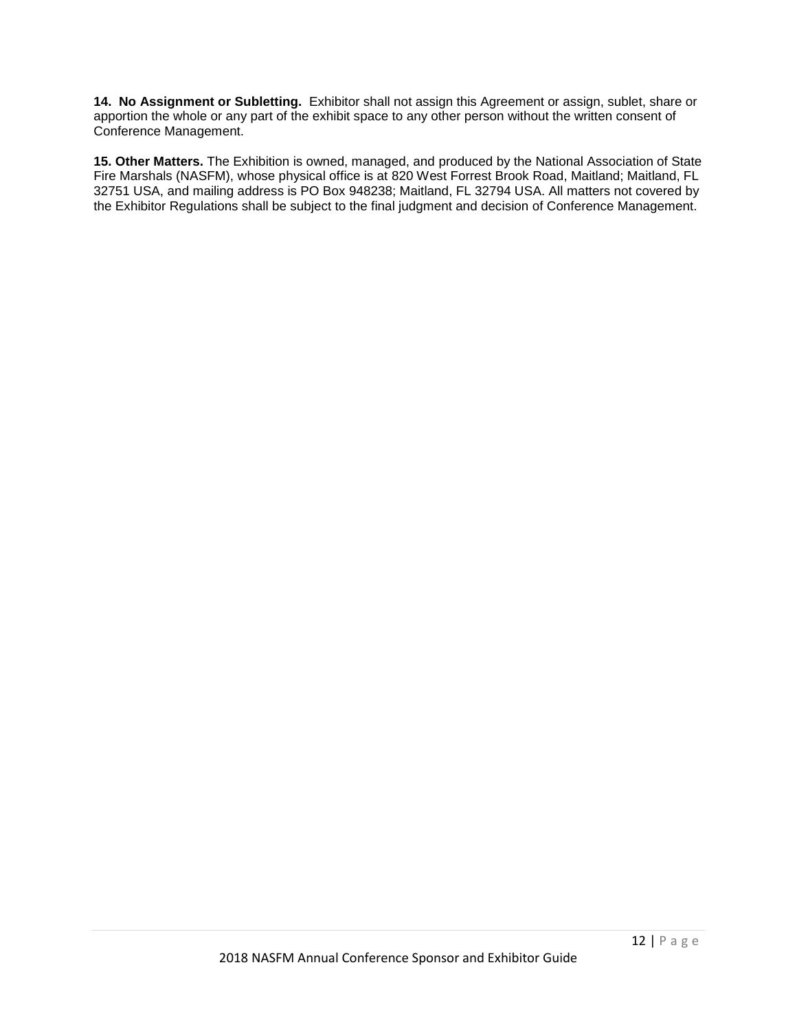**14. No Assignment or Subletting.** Exhibitor shall not assign this Agreement or assign, sublet, share or apportion the whole or any part of the exhibit space to any other person without the written consent of Conference Management.

**15. Other Matters.** The Exhibition is owned, managed, and produced by the National Association of State Fire Marshals (NASFM), whose physical office is at 820 West Forrest Brook Road, Maitland; Maitland, FL 32751 USA, and mailing address is PO Box 948238; Maitland, FL 32794 USA. All matters not covered by the Exhibitor Regulations shall be subject to the final judgment and decision of Conference Management.